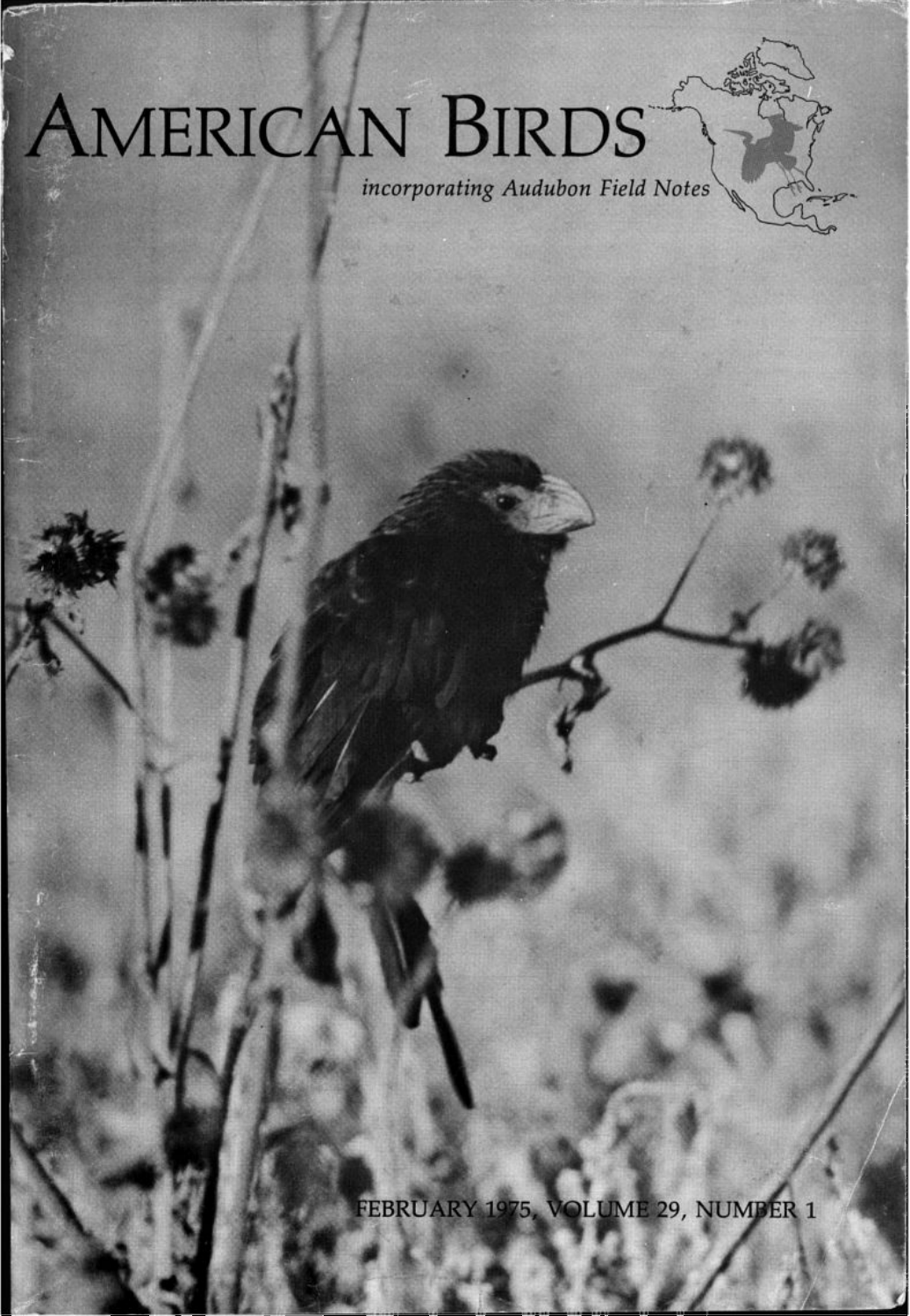# AMERICAN BIRDS

*incorporating Audubon Field Notes*

FEBRUARY 1975, VOLUME 29, NUMBER 1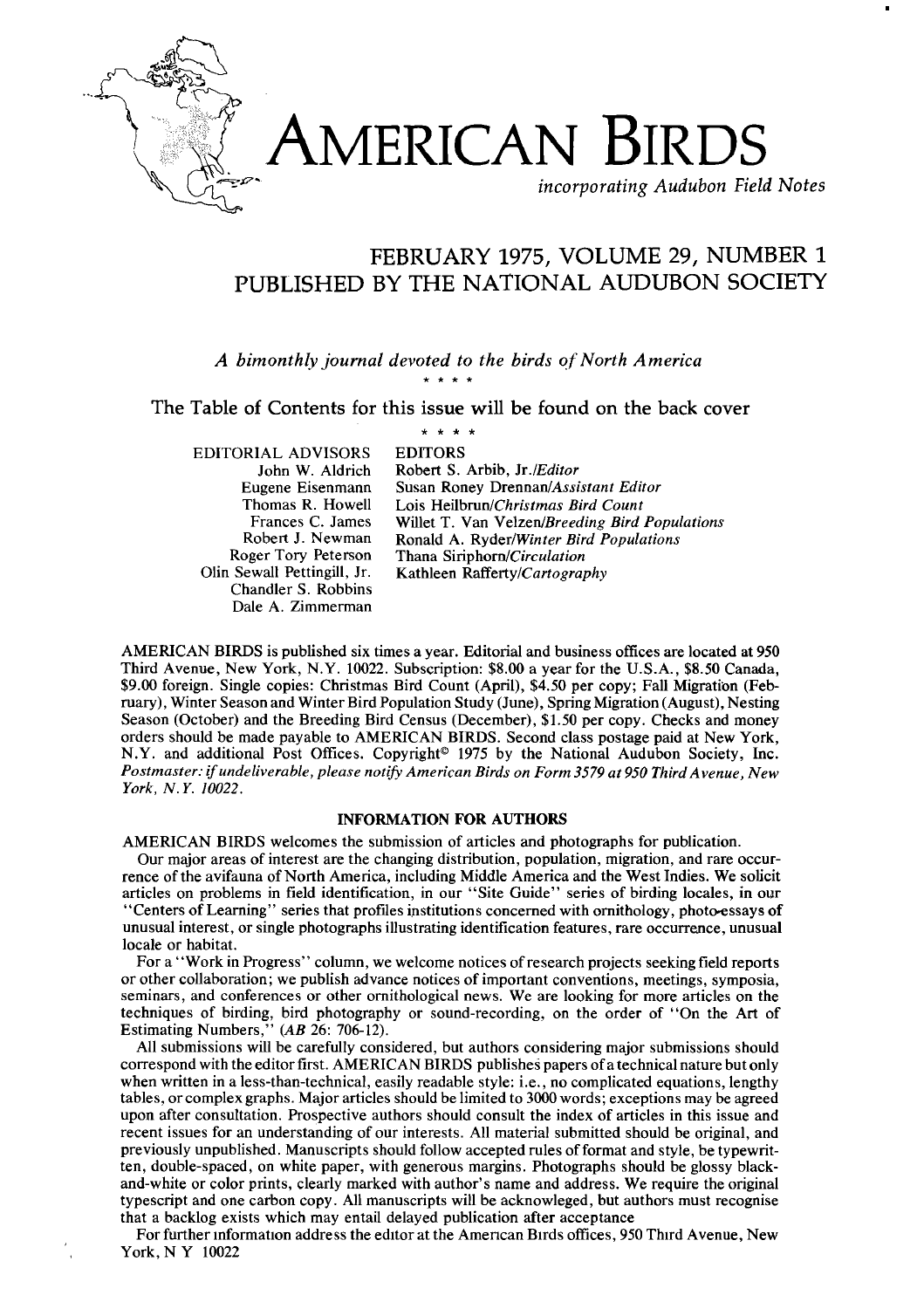# AMERICAN BIRDS

*incorporating Audubon Field Notes*

## FEBRUARY 1975, VOLUME 29, NUMBER 1
## PUBLISHED BY THE NATIONAL AUDUBON SOCIETY

*A bimonthly journal devoted to the birds of North America*

\* \* \* \*

The Table of Contents for this issue will be found on the back cover

\* \* \* \*

| EDITORIAL ADVISORS | EDITORS |
|---|---|
| John W. Aldrich | Robert S. Arbib, Jr./*Editor* |
| Eugene Eisenmann | Susan Roney Drennan/*Assistant Editor* |
| Thomas R. Howell | Lois Heilbrun/*Christmas Bird Count* |
| Frances C. James | Willet T. Van Velzen/*Breeding Bird Populations* |
| Robert J. Newman | Ronald A. Ryder/*Winter Bird Populations* |
| Roger Tory Peterson | Thana Siriphorn/*Circulation* |
| Olin Sewall Pettingill, Jr. | Kathleen Rafferty/*Cartography* |
| Chandler S. Robbins | |
| Dale A. Zimmerman | |

AMERICAN BIRDS is published six times a year. Editorial and business offices are located at 950 Third Avenue, New York, N.Y. 10022. Subscription: $8.00 a year for the U.S.A., $8.50 Canada, $9.00 foreign. Single copies: Christmas Bird Count (April), $4.50 per copy; Fall Migration (February), Winter Season and Winter Bird Population Study (June), Spring Migration (August), Nesting Season (October) and the Breeding Bird Census (December), $1.50 per copy. Checks and money orders should be made payable to AMERICAN BIRDS. Second class postage paid at New York, N.Y. and additional Post Offices. Copyright© 1975 by the National Audubon Society, Inc. *Postmaster: if undeliverable, please notify American Birds on Form 3579 at 950 Third Avenue, New York, N.Y. 10022.*

### INFORMATION FOR AUTHORS

AMERICAN BIRDS welcomes the submission of articles and photographs for publication.

Our major areas of interest are the changing distribution, population, migration, and rare occurrence of the avifauna of North America, including Middle America and the West Indies. We solicit articles on problems in field identification, in our "Site Guide" series of birding locales, in our "Centers of Learning" series that profiles institutions concerned with ornithology, photo-essays of unusual interest, or single photographs illustrating identification features, rare occurrence, unusual locale or habitat.

For a "Work in Progress" column, we welcome notices of research projects seeking field reports or other collaboration; we publish advance notices of important conventions, meetings, symposia, seminars, and conferences or other ornithological news. We are looking for more articles on the techniques of birding, bird photography or sound-recording, on the order of "On the Art of Estimating Numbers," (*AB* 26: 706-12).

All submissions will be carefully considered, but authors considering major submissions should correspond with the editor first. AMERICAN BIRDS publishes papers of a technical nature but only when written in a less-than-technical, easily readable style: i.e., no complicated equations, lengthy tables, or complex graphs. Major articles should be limited to 3000 words; exceptions may be agreed upon after consultation. Prospective authors should consult the index of articles in this issue and recent issues for an understanding of our interests. All material submitted should be original, and previously unpublished. Manuscripts should follow accepted rules of format and style, be typewritten, double-spaced, on white paper, with generous margins. Photographs should be glossy black-and-white or color prints, clearly marked with author's name and address. We require the original typescript and one carbon copy. All manuscripts will be acknowledged, but authors must recognise that a backlog exists which may entail delayed publication after acceptance

For further information address the editor at the American Birds offices, 950 Third Avenue, New York, N Y 10022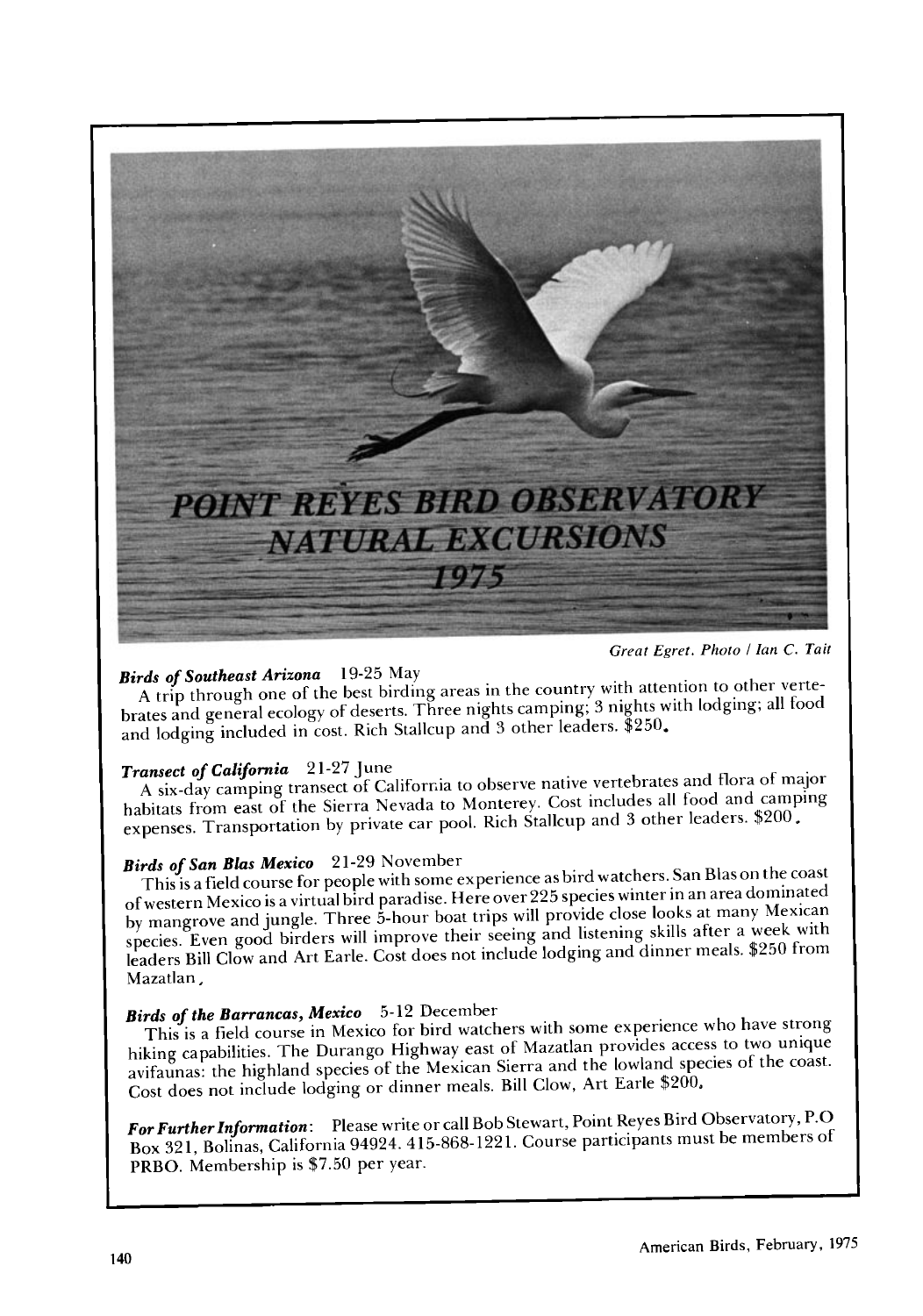# POINT REYES BIRD OBSERVATORY NATURAL EXCURSIONS 1975

*Great Egret. Photo / Ian C. Tait*

***Birds of Southeast Arizona*** 19-25 May
A trip through one of the best birding areas in the country with attention to other vertebrates and general ecology of deserts. Three nights camping; 3 nights with lodging; all food and lodging included in cost. Rich Stallcup and 3 other leaders. $250.

***Transect of California*** 21-27 June
A six-day camping transect of California to observe native vertebrates and flora of major habitats from east of the Sierra Nevada to Monterey. Cost includes all food and camping expenses. Transportation by private car pool. Rich Stallcup and 3 other leaders. $200.

***Birds of San Blas Mexico*** 21-29 November
This is a field course for people with some experience as bird watchers. San Blas on the coast of western Mexico is a virtual bird paradise. Here over 225 species winter in an area dominated by mangrove and jungle. Three 5-hour boat trips will provide close looks at many Mexican species. Even good birders will improve their seeing and listening skills after a week with leaders Bill Clow and Art Earle. Cost does not include lodging and dinner meals. $250 from Mazatlan.

***Birds of the Barrancas, Mexico*** 5-12 December
This is a field course in Mexico for bird watchers with some experience who have strong hiking capabilities. The Durango Highway east of Mazatlan provides access to two unique avifaunas: the highland species of the Mexican Sierra and the lowland species of the coast. Cost does not include lodging or dinner meals. Bill Clow, Art Earle $200.

***For Further Information*:** Please write or call Bob Stewart, Point Reyes Bird Observatory, P.O Box 321, Bolinas, California 94924. 415-868-1221. Course participants must be members of PRBO. Membership is $7.50 per year.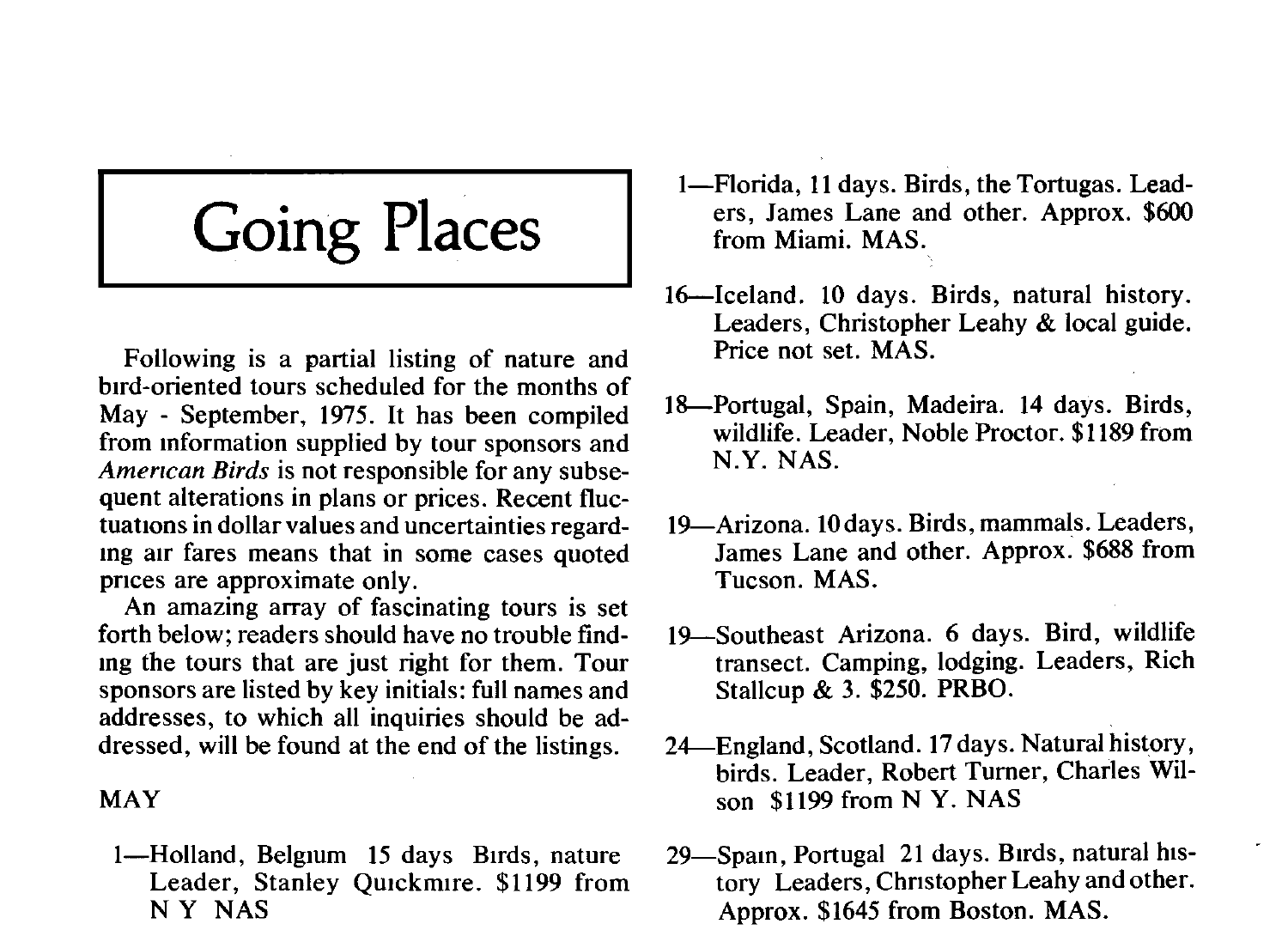# Going Places

Following is a partial listing of nature and bird-oriented tours scheduled for the months of May - September, 1975. It has been compiled from information supplied by tour sponsors and *American Birds* is not responsible for any subsequent alterations in plans or prices. Recent fluctuations in dollar values and uncertainties regarding air fares means that in some cases quoted prices are approximate only.

An amazing array of fascinating tours is set forth below; readers should have no trouble finding the tours that are just right for them. Tour sponsors are listed by key initials: full names and addresses, to which all inquiries should be addressed, will be found at the end of the listings.

MAY

1—Holland, Belgium 15 days Birds, nature Leader, Stanley Quickmire. $1199 from N Y NAS

1—Florida, 11 days. Birds, the Tortugas. Leaders, James Lane and other. Approx. $600 from Miami. MAS.

16—Iceland. 10 days. Birds, natural history. Leaders, Christopher Leahy & local guide. Price not set. MAS.

18—Portugal, Spain, Madeira. 14 days. Birds, wildlife. Leader, Noble Proctor. $1189 from N.Y. NAS.

19—Arizona. 10 days. Birds, mammals. Leaders, James Lane and other. Approx. $688 from Tucson. MAS.

19—Southeast Arizona. 6 days. Bird, wildlife transect. Camping, lodging. Leaders, Rich Stallcup & 3. $250. PRBO.

24—England, Scotland. 17 days. Natural history, birds. Leader, Robert Turner, Charles Wilson $1199 from N Y. NAS

29—Spain, Portugal 21 days. Birds, natural history Leaders, Christopher Leahy and other. Approx. $1645 from Boston. MAS.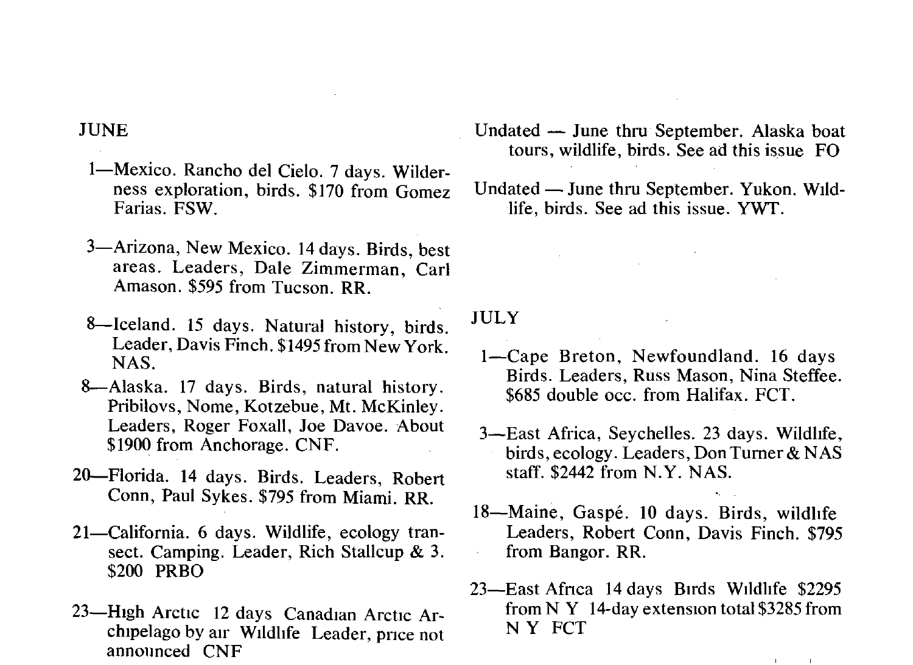## JUNE

1—Mexico. Rancho del Cielo. 7 days. Wilderness exploration, birds. $170 from Gomez Farias. FSW.

3—Arizona, New Mexico. 14 days. Birds, best areas. Leaders, Dale Zimmerman, Carl Amason. $595 from Tucson. RR.

8—Iceland. 15 days. Natural history, birds. Leader, Davis Finch. $1495 from New York. NAS.

8—Alaska. 17 days. Birds, natural history. Pribilovs, Nome, Kotzebue, Mt. McKinley. Leaders, Roger Foxall, Joe Davoe. About $1900 from Anchorage. CNF.

20—Florida. 14 days. Birds. Leaders, Robert Conn, Paul Sykes. $795 from Miami. RR.

21—California. 6 days. Wildlife, ecology transect. Camping. Leader, Rich Stallcup & 3. $200 PRBO

23—High Arctic 12 days Canadian Arctic Archipelago by air Wildlife Leader, price not announced CNF

Undated — June thru September. Alaska boat tours, wildlife, birds. See ad this issue FO

Undated — June thru September. Yukon. Wildlife, birds. See ad this issue. YWT.

## JULY

1—Cape Breton, Newfoundland. 16 days Birds. Leaders, Russ Mason, Nina Steffee. $685 double occ. from Halifax. FCT.

3—East Africa, Seychelles. 23 days. Wildlife, birds, ecology. Leaders, Don Turner & NAS staff. $2442 from N.Y. NAS.

18—Maine, Gaspé. 10 days. Birds, wildlife Leaders, Robert Conn, Davis Finch. $795 from Bangor. RR.

23—East Africa 14 days Birds Wildlife $2295 from N Y 14-day extension total $3285 from N Y FCT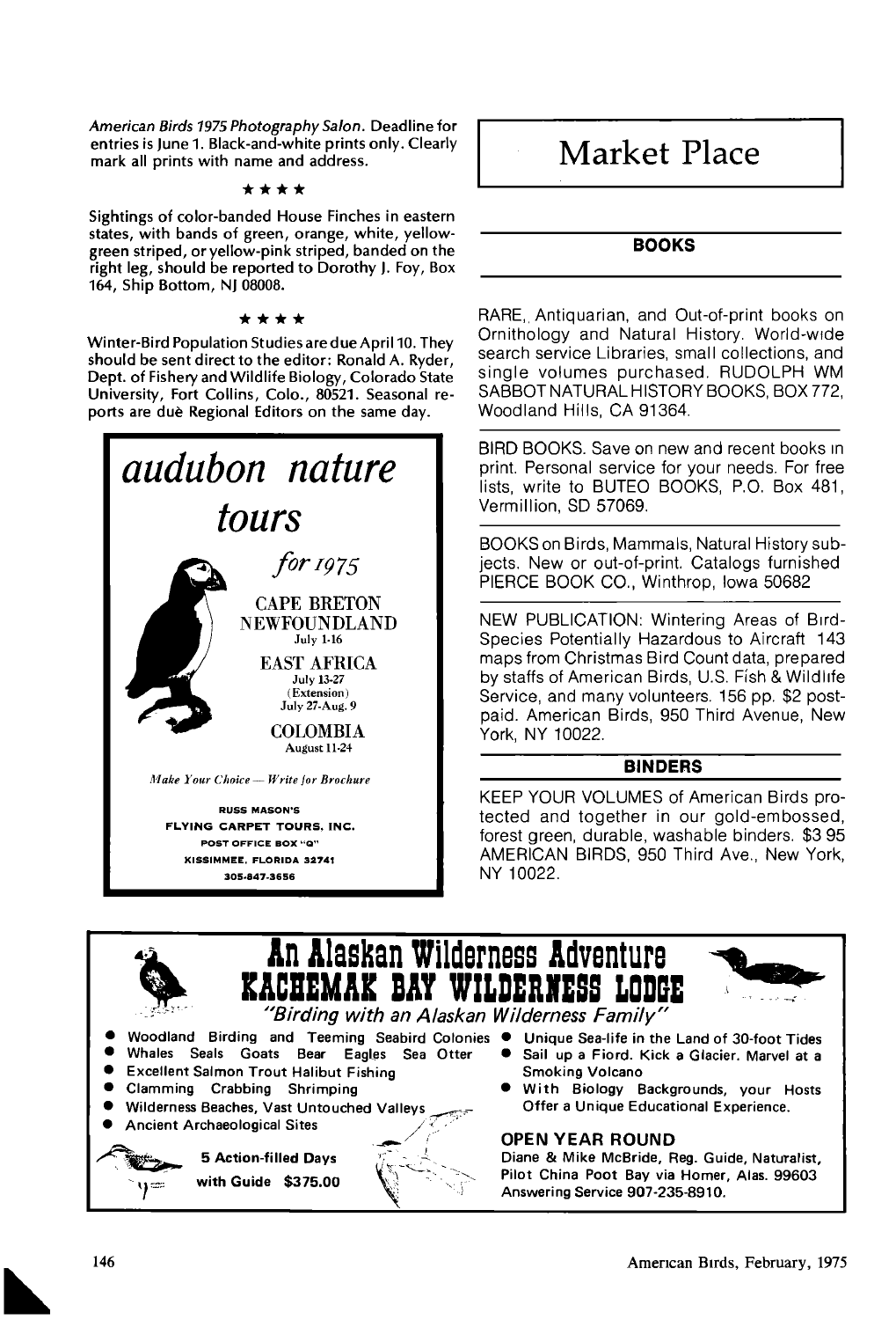*American Birds 1975 Photography Salon.* Deadline for entries is June 1. Black-and-white prints only. Clearly mark all prints with name and address.

★★★★

Sightings of color-banded House Finches in eastern states, with bands of green, orange, white, yellow-green striped, or yellow-pink striped, banded on the right leg, should be reported to Dorothy J. Foy, Box 164, Ship Bottom, NJ 08008.

★★★★

Winter-Bird Population Studies are due April 10. They should be sent direct to the editor: Ronald A. Ryder, Dept. of Fishery and Wildlife Biology, Colorado State University, Fort Collins, Colo., 80521. Seasonal reports are duè Regional Editors on the same day.

# *audubon nature tours*

*for 1975*

CAPE BRETON NEWFOUNDLAND
July 1-16

EAST AFRICA
July 13-27
(Extension)
July 27-Aug. 9

COLOMBIA
August 11-24

*Make Your Choice — Write for Brochure*

RUSS MASON'S
FLYING CARPET TOURS, INC.
POST OFFICE BOX "Q"
KISSIMMEE, FLORIDA 32741
305-847-3656

# Market Place

## BOOKS

RARE, Antiquarian, and Out-of-print books on Ornithology and Natural History. World-wide search service Libraries, small collections, and single volumes purchased. RUDOLPH WM SABBOT NATURAL HISTORY BOOKS, BOX 772, Woodland Hills, CA 91364.

BIRD BOOKS. Save on new and recent books in print. Personal service for your needs. For free lists, write to BUTEO BOOKS, P.O. Box 481, Vermillion, SD 57069.

BOOKS on Birds, Mammals, Natural History subjects. New or out-of-print. Catalogs furnished PIERCE BOOK CO., Winthrop, Iowa 50682

NEW PUBLICATION: Wintering Areas of Bird-Species Potentially Hazardous to Aircraft 143 maps from Christmas Bird Count data, prepared by staffs of American Birds, U.S. Fish & Wildlife Service, and many volunteers. 156 pp. $2 postpaid. American Birds, 950 Third Avenue, New York, NY 10022.

## BINDERS

KEEP YOUR VOLUMES of American Birds protected and together in our gold-embossed, forest green, durable, washable binders. $3 95 AMERICAN BIRDS, 950 Third Ave., New York, NY 10022.

# An Alaskan Wilderness Adventure
# KACHEMAK BAY WILDERNESS LODGE

*"Birding with an Alaskan Wilderness Family"*

- Woodland Birding and Teeming Seabird Colonies
- Whales Seals Goats Bear Eagles Sea Otter
- Excellent Salmon Trout Halibut Fishing
- Clamming Crabbing Shrimping
- Wilderness Beaches, Vast Untouched Valleys
- Ancient Archaeological Sites
- Unique Sea-life in the Land of 30-foot Tides
- Sail up a Fiord. Kick a Glacier. Marvel at a Smoking Volcano
- With Biology Backgrounds, your Hosts Offer a Unique Educational Experience.

**5 Action-filled Days with Guide $375.00**

**OPEN YEAR ROUND**

Diane & Mike McBride, Reg. Guide, Naturalist, Pilot China Poot Bay via Homer, Alas. 99603
Answering Service 907-235-8910.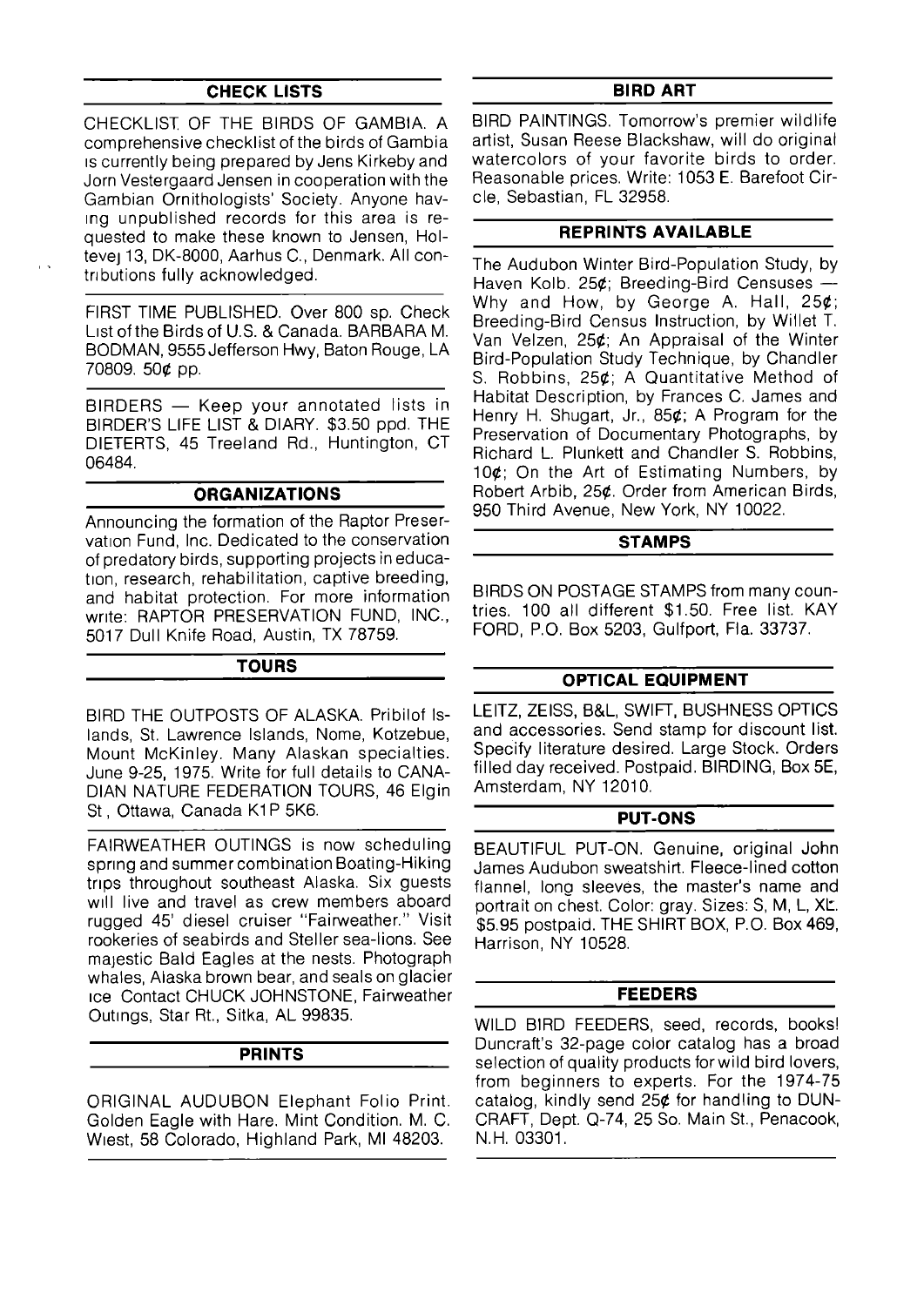## CHECK LISTS

CHECKLIST. OF THE BIRDS OF GAMBIA. A comprehensive checklist of the birds of Gambia is currently being prepared by Jens Kirkeby and Jorn Vestergaard Jensen in cooperation with the Gambian Ornithologists' Society. Anyone having unpublished records for this area is requested to make these known to Jensen, Holtevej 13, DK-8000, Aarhus C., Denmark. All contributions fully acknowledged.

FIRST TIME PUBLISHED. Over 800 sp. Check List of the Birds of U.S. & Canada. BARBARA M. BODMAN, 9555 Jefferson Hwy, Baton Rouge, LA 70809. 50¢ pp.

BIRDERS — Keep your annotated lists in BIRDER'S LIFE LIST & DIARY. $3.50 ppd. THE DIETERTS, 45 Treeland Rd., Huntington, CT 06484.

## ORGANIZATIONS

Announcing the formation of the Raptor Preservation Fund, Inc. Dedicated to the conservation of predatory birds, supporting projects in education, research, rehabilitation, captive breeding, and habitat protection. For more information write: RAPTOR PRESERVATION FUND, INC., 5017 Dull Knife Road, Austin, TX 78759.

## TOURS

BIRD THE OUTPOSTS OF ALASKA. Pribilof Islands, St. Lawrence Islands, Nome, Kotzebue, Mount McKinley. Many Alaskan specialties. June 9-25, 1975. Write for full details to CANADIAN NATURE FEDERATION TOURS, 46 Elgin St, Ottawa, Canada K1P 5K6.

FAIRWEATHER OUTINGS is now scheduling spring and summer combination Boating-Hiking trips throughout southeast Alaska. Six guests will live and travel as crew members aboard rugged 45' diesel cruiser "Fairweather." Visit rookeries of seabirds and Steller sea-lions. See majestic Bald Eagles at the nests. Photograph whales, Alaska brown bear, and seals on glacier ice Contact CHUCK JOHNSTONE, Fairweather Outings, Star Rt., Sitka, AL 99835.

## PRINTS

ORIGINAL AUDUBON Elephant Folio Print. Golden Eagle with Hare. Mint Condition. M. C. Wiest, 58 Colorado, Highland Park, MI 48203.

## BIRD ART

BIRD PAINTINGS. Tomorrow's premier wildlife artist, Susan Reese Blackshaw, will do original watercolors of your favorite birds to order. Reasonable prices. Write: 1053 E. Barefoot Circle, Sebastian, FL 32958.

## REPRINTS AVAILABLE

The Audubon Winter Bird-Population Study, by Haven Kolb. 25¢; Breeding-Bird Censuses — Why and How, by George A. Hall, 25¢; Breeding-Bird Census Instruction, by Willet T. Van Velzen, 25¢; An Appraisal of the Winter Bird-Population Study Technique, by Chandler S. Robbins, 25¢; A Quantitative Method of Habitat Description, by Frances C. James and Henry H. Shugart, Jr., 85¢; A Program for the Preservation of Documentary Photographs, by Richard L. Plunkett and Chandler S. Robbins, 10¢; On the Art of Estimating Numbers, by Robert Arbib, 25¢. Order from American Birds, 950 Third Avenue, New York, NY 10022.

## STAMPS

BIRDS ON POSTAGE STAMPS from many countries. 100 all different $1.50. Free list. KAY FORD, P.O. Box 5203, Gulfport, Fla. 33737.

## OPTICAL EQUIPMENT

LEITZ, ZEISS, B&L, SWIFT, BUSHNESS OPTICS and accessories. Send stamp for discount list. Specify literature desired. Large Stock. Orders filled day received. Postpaid. BIRDING, Box 5E, Amsterdam, NY 12010.

## PUT-ONS

BEAUTIFUL PUT-ON. Genuine, original John James Audubon sweatshirt. Fleece-lined cotton flannel, long sleeves, the master's name and portrait on chest. Color: gray. Sizes: S, M, L, XL. $5.95 postpaid. THE SHIRT BOX, P.O. Box 469, Harrison, NY 10528.

## FEEDERS

WILD BIRD FEEDERS, seed, records, books! Duncraft's 32-page color catalog has a broad selection of quality products for wild bird lovers, from beginners to experts. For the 1974-75 catalog, kindly send 25¢ for handling to DUNCRAFT, Dept. Q-74, 25 So. Main St., Penacook, N.H. 03301.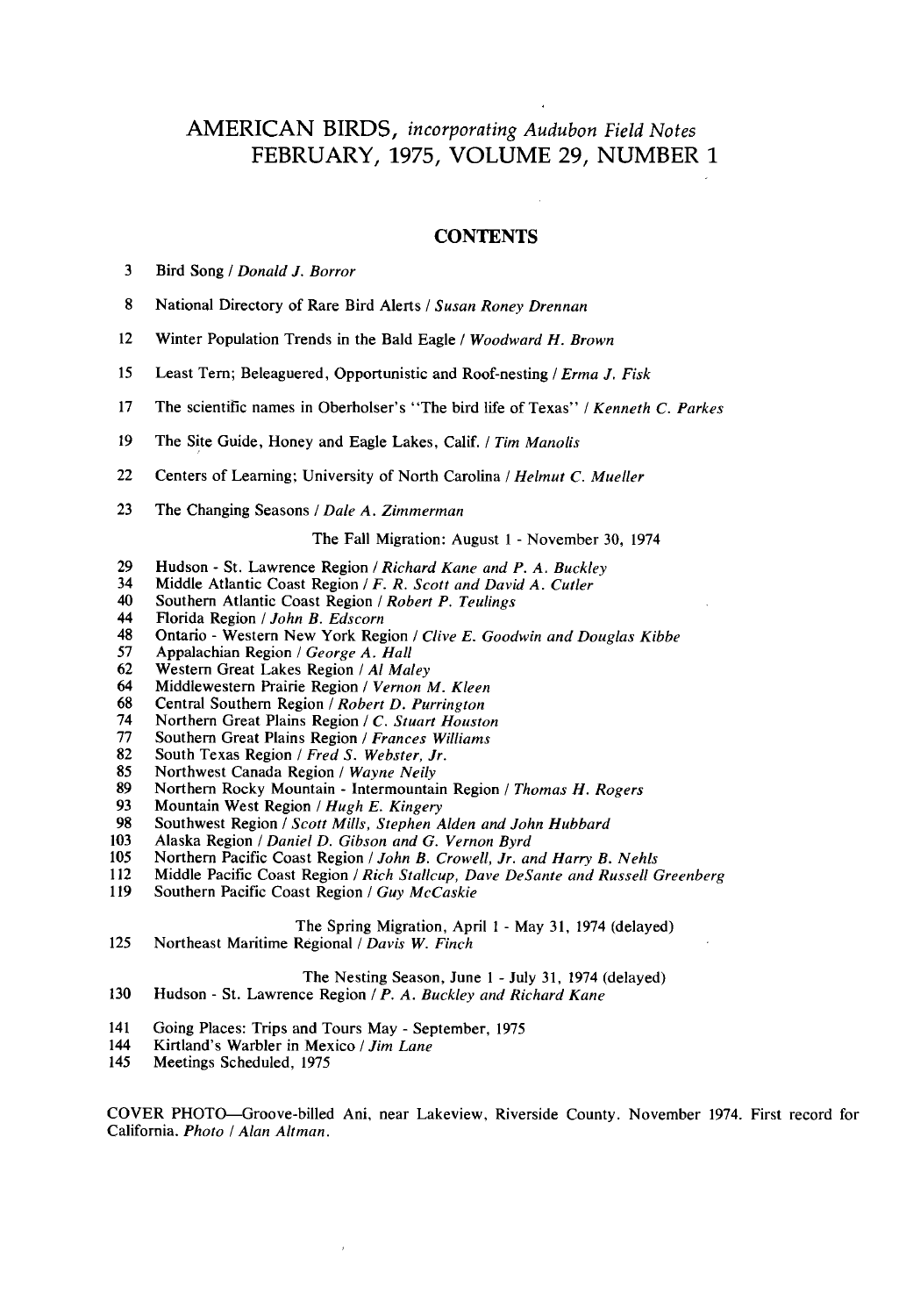# AMERICAN BIRDS, *incorporating Audubon Field Notes*
# FEBRUARY, 1975, VOLUME 29, NUMBER 1

## CONTENTS

3 Bird Song / *Donald J. Borror*

8 National Directory of Rare Bird Alerts / *Susan Roney Drennan*

12 Winter Population Trends in the Bald Eagle / *Woodward H. Brown*

15 Least Tern; Beleaguered, Opportunistic and Roof-nesting / *Erma J. Fisk*

17 The scientific names in Oberholser's "The bird life of Texas" / *Kenneth C. Parkes*

19 The Site Guide, Honey and Eagle Lakes, Calif. / *Tim Manolis*

22 Centers of Learning; University of North Carolina / *Helmut C. Mueller*

23 The Changing Seasons / *Dale A. Zimmerman*

The Fall Migration: August 1 - November 30, 1974

29 Hudson - St. Lawrence Region / *Richard Kane and P. A. Buckley*
34 Middle Atlantic Coast Region / *F. R. Scott and David A. Cutler*
40 Southern Atlantic Coast Region / *Robert P. Teulings*
44 Florida Region / *John B. Edscorn*
48 Ontario - Western New York Region / *Clive E. Goodwin and Douglas Kibbe*
57 Appalachian Region / *George A. Hall*
62 Western Great Lakes Region / *Al Maley*
64 Middlewestern Prairie Region / *Vernon M. Kleen*
68 Central Southern Region / *Robert D. Purrington*
74 Northern Great Plains Region / *C. Stuart Houston*
77 Southern Great Plains Region / *Frances Williams*
82 South Texas Region / *Fred S. Webster, Jr.*
85 Northwest Canada Region / *Wayne Neily*
89 Northern Rocky Mountain - Intermountain Region / *Thomas H. Rogers*
93 Mountain West Region / *Hugh E. Kingery*
98 Southwest Region / *Scott Mills, Stephen Alden and John Hubbard*
103 Alaska Region / *Daniel D. Gibson and G. Vernon Byrd*
105 Northern Pacific Coast Region / *John B. Crowell, Jr. and Harry B. Nehls*
112 Middle Pacific Coast Region / *Rich Stallcup, Dave DeSante and Russell Greenberg*
119 Southern Pacific Coast Region / *Guy McCaskie*

The Spring Migration, April 1 - May 31, 1974 (delayed)

125 Northeast Maritime Regional / *Davis W. Finch*

The Nesting Season, June 1 - July 31, 1974 (delayed)

130 Hudson - St. Lawrence Region / *P. A. Buckley and Richard Kane*

141 Going Places: Trips and Tours May - September, 1975
144 Kirtland's Warbler in Mexico / *Jim Lane*
145 Meetings Scheduled, 1975

COVER PHOTO—Groove-billed Ani, near Lakeview, Riverside County. November 1974. First record for California. *Photo / Alan Altman.*